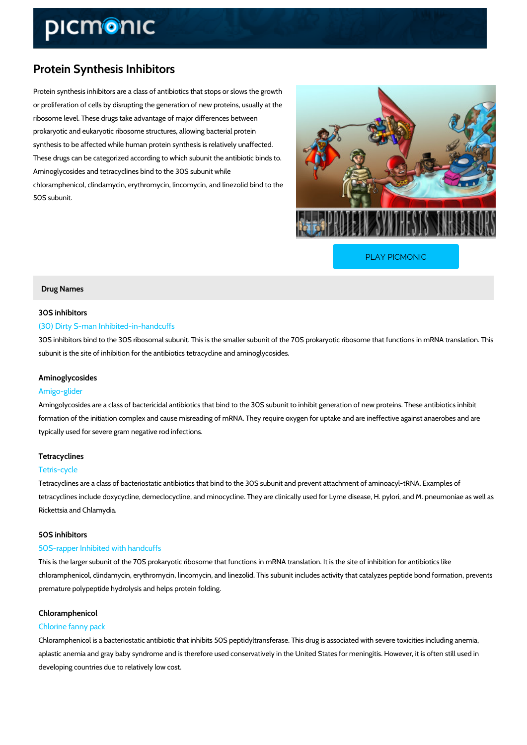# Protein Synthesis Inhibitors

Protein synthesis inhibitors are a class of antibiotics that stops or slows the growth or proliferation of cells by disrupting the generation of new proteins, usually at the ribosome level. These drugs take advantage of major differences between prokaryotic and eukaryotic ribosome structures, allowing bacterial protein synthesis to be affected while human protein synthesis is relatively unaffected. These drugs can be categorized according to which subunit the antibiotic binds to. Aminoglycosides and tetracyclines bind to the 30S subunit while chloramphenicol, clindamycin, erythromycin, lincomycin, and linezolid bind to the 50S subunit.

PLAY PICMONIC

## Drug Names

### 30S inhibitors

(30) Dirty S-man Inhibited-in-handcuffs

30S inhibitors bind to the 30S ribosomal subunit. This is the smaller subunit of the 70S prokaryotic ribosome that functions in mRNA translation. This subunit is the site of inhibition for the antibiotics tetracycline and aminoglycosides.

### Aminoglycosides

Amigo-glider

Amingolycosides are a class of bactericidal antibiotics that bind to the 30S subunit to inhibit generation of new proteins. These antibiotics inhibit formation of the initiation complex and cause misreading of mRNA. They require oxygen for uptake and are ineffective against anaerobes and are typically used for severe gram negative rod infections.

### Tetracyclines

Tetris-cycle

Tetracyclines are a class of bacteriostatic antibiotics that bind to the 30S subunit and prevent attachment of aminoacyl-tRNA. Examples of tetracyclines include doxycycline, demeclocycline, and minocycline. They are clinically used for Lyme disease, H. pylori, and M. pneumoniae as well as Rickettsia and Chlamydia.

### 50S inhibitors

50S-rapper Inhibited with handcuffs

This is the larger subunit of the 70S prokaryotic ribosome that functions in mRNA translation. It is the site of inhibition for antibiotics like chloramphenicol, clindamycin, erythromycin, lincomycin, and linezolid. This subunit includes activity that catalyzes peptide bond formation, prevents premature polypeptide hydrolysis and helps protein folding.

### Chloramphenicol

Chlorine fanny pack

Chloramphenicol is a bacteriostatic antibiotic that inhibits 50S peptidyltransferase. This drug is associated with severe toxicities including anemia, aplastic anemia and gray baby syndrome and is therefore used conservatively in the United States for meningitis. However, it is often still used in developing countries due to relatively low cost.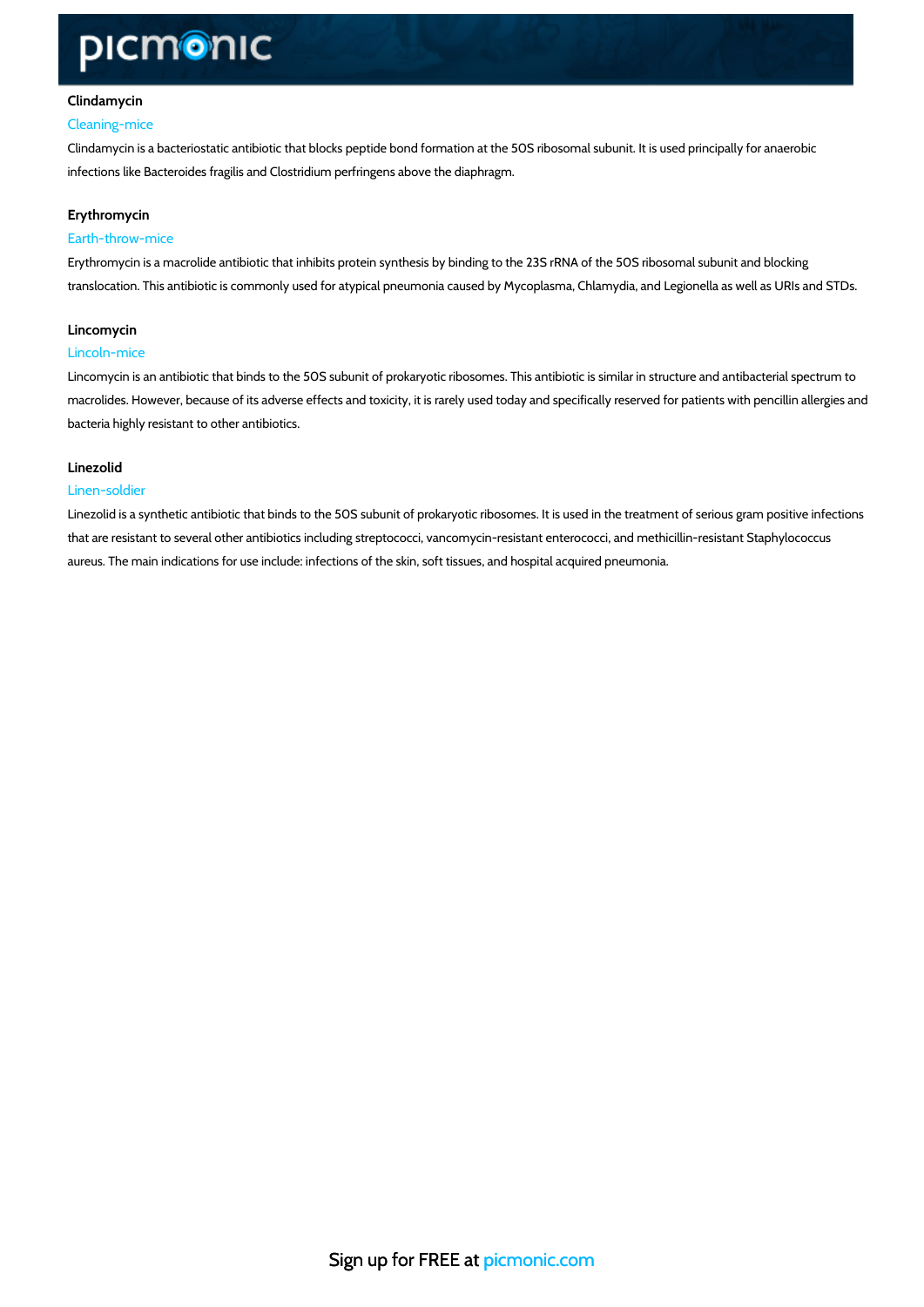**Clindamycin**

Cleaning-mice

Clindamycin is a bacteriostatic antibiotic that blocks peptide bond formation at the 50S ribosomal subunit. It is used principally for anaerobic infections like Bacteroides fragilis and Clostridium perfringens above the diaphragm.

**Erythromycin**

Earth-throw-mice

Erythromycin is a macrolide antibiotic that inhibits protein synthesis by binding to the 23S rRNA of the 50S ribosomal subunit and blocking translocation. This antibiotic is commonly used for atypical pneumonia caused by Mycoplasma, Chlamydia, and Legionella as well as URIs and STDs.

**Lincomycin**

Lincoln-mice

Lincomycin is an antibiotic that binds to the 50S subunit of prokaryotic ribosomes. This antibiotic is similar in structure and antibacterial spectrum to macrolides. However, because of its adverse effects and toxicity, it is rarely used today and specifically reserved for patients with pencillin allergies and bacteria highly resistant to other antibiotics.

**Linezolid**

Linen-soldier

Linezolid is a synthetic antibiotic that binds to the 50S subunit of prokaryotic ribosomes. It is used in the treatment of serious gram positive infections that are resistant to several other antibiotics including streptococci, vancomycin-resistant enterococci, and methicillin-resistant Staphylococcus aureus. The main indications for use include: infections of the skin, soft tissues, and hospital acquired pneumonia.